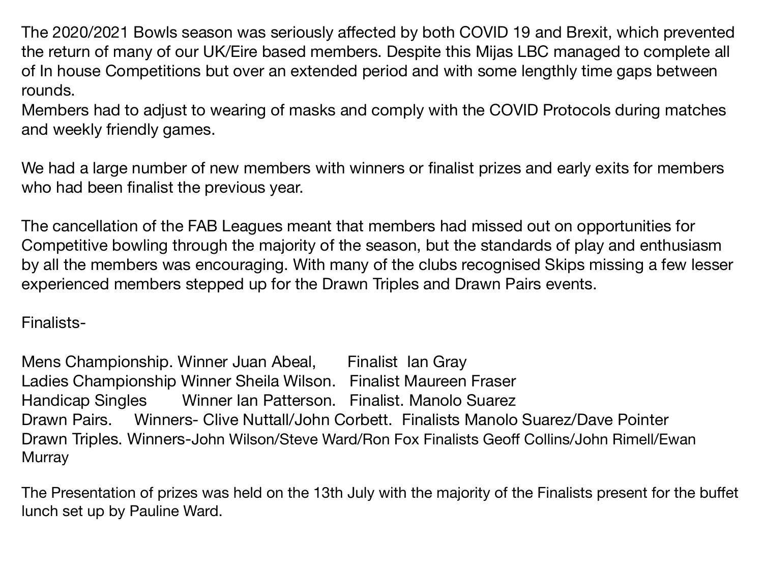The 2020/2021 Bowls season was seriously affected by both COVID 19 and Brexit, which prevented the return of many of our UK/Eire based members. Despite this Mijas LBC managed to complete all of In house Competitions but over an extended period and with some lengthly time gaps between rounds.
Members had to adjust to wearing of masks and comply with the COVID Protocols during matches and weekly friendly games.

We had a large number of new members with winners or finalist prizes and early exits for members who had been finalist the previous year.

The cancellation of the FAB Leagues meant that members had missed out on opportunities for Competitive bowling through the majority of the season, but the standards of play and enthusiasm by all the members was encouraging. With many of the clubs recognised Skips missing a few lesser experienced members stepped up for the Drawn Triples and Drawn Pairs events.

Finalists-

Mens Championship. Winner Juan Abeal, Finalist Ian Gray
Ladies Championship Winner Sheila Wilson. Finalist Maureen Fraser
Handicap Singles Winner Ian Patterson. Finalist. Manolo Suarez
Drawn Pairs. Winners- Clive Nuttall/John Corbett. Finalists Manolo Suarez/Dave Pointer
Drawn Triples. Winners-John Wilson/Steve Ward/Ron Fox Finalists Geoff Collins/John Rimell/Ewan Murray

The Presentation of prizes was held on the 13th July with the majority of the Finalists present for the buffet lunch set up by Pauline Ward.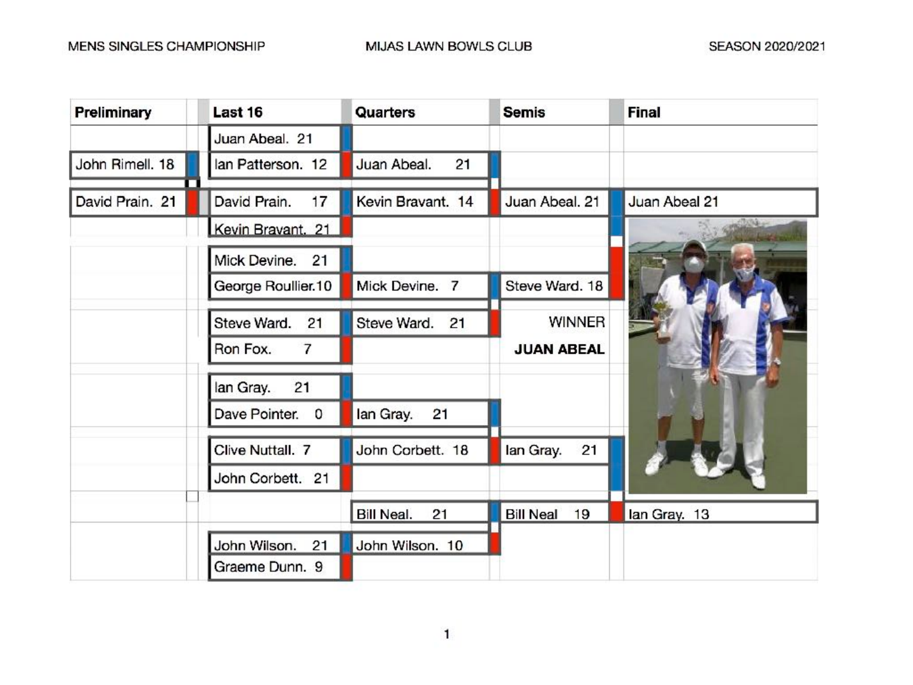MENS SINGLES CHAMPIONSHIP — MIJAS LAWN BOWLS CLUB — SEASON 2020/2021

| Preliminary | Last 16 | Quarters | Semis | Final |
|---|---|---|---|---|
| | Juan Abeal. 21 | | | |
| John Rimell. 18 | Ian Patterson. 12 | Juan Abeal. 21 | | |
| David Prain. 21 | David Prain. 17 | Kevin Bravant. 14 | Juan Abeal. 21 | Juan Abeal 21 |
| | Kevin Bravant. 21 | | | |
| | Mick Devine. 21 | | | |
| | George Roullier.10 | Mick Devine. 7 | Steve Ward. 18 | |
| | Steve Ward. 21 | Steve Ward. 21 | WINNER | |
| | Ron Fox. 7 | | **JUAN ABEAL** | |
| | Ian Gray. 21 | | | |
| | Dave Pointer. 0 | Ian Gray. 21 | | |
| | Clive Nuttall. 7 | John Corbett. 18 | Ian Gray. 21 | |
| | John Corbett. 21 | | | |
| | | Bill Neal. 21 | Bill Neal 19 | Ian Gray. 13 |
| | John Wilson. 21 | John Wilson. 10 | | |
| | Graeme Dunn. 9 | | | |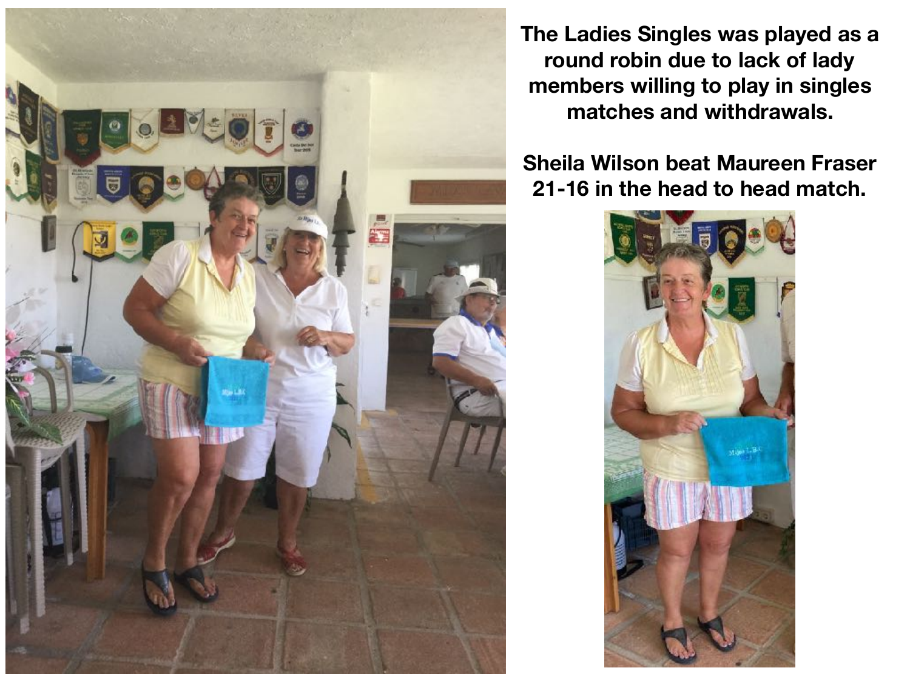**The Ladies Singles was played as a round robin due to lack of lady members willing to play in singles matches and withdrawals.**

**Sheila Wilson beat Maureen Fraser 21-16 in the head to head match.**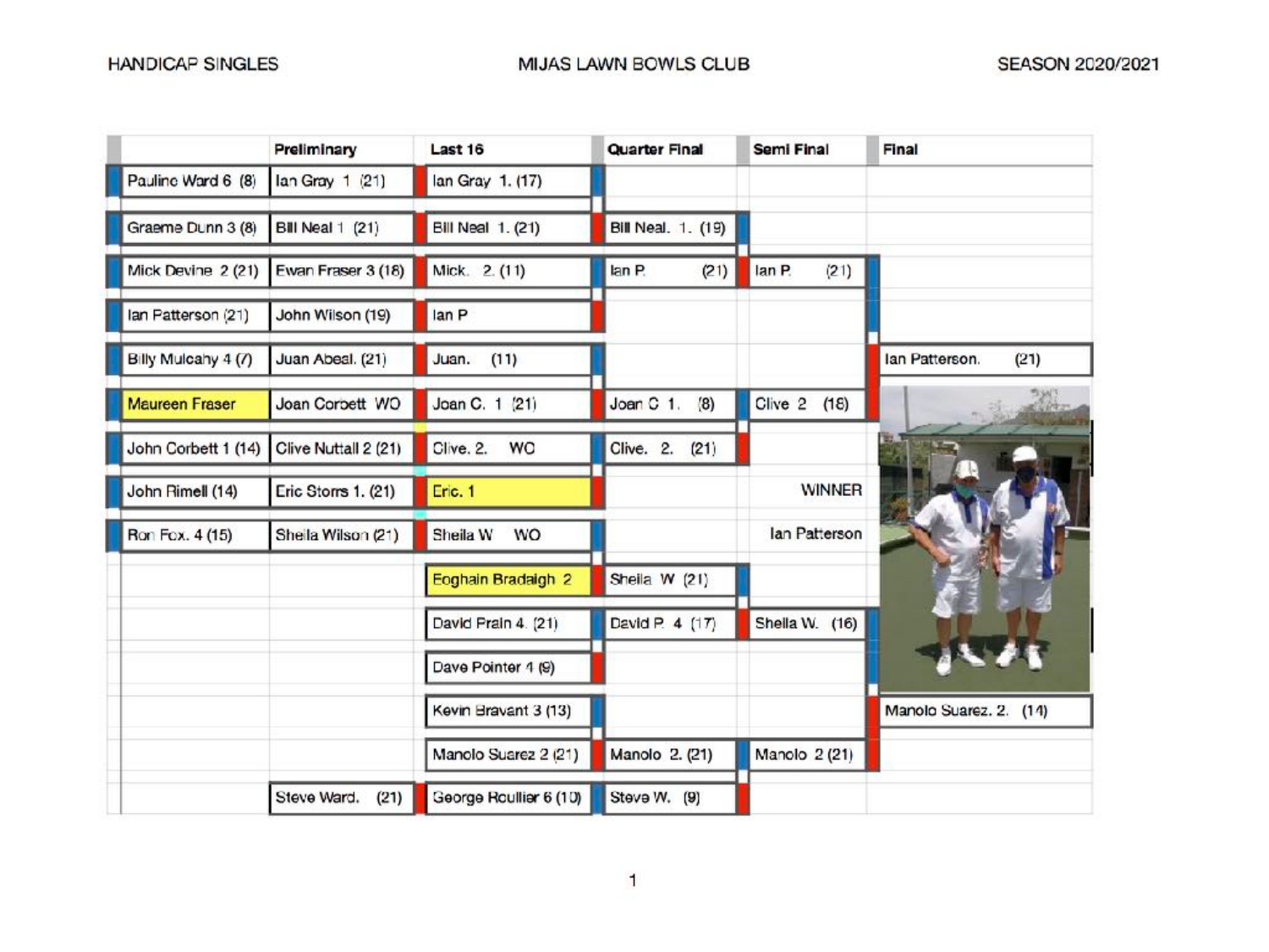HANDICAP SINGLES

MIJAS LAWN BOWLS CLUB

SEASON 2020/2021

| | Preliminary | Last 16 | Quarter Final | Semi Final | Final |
|---|---|---|---|---|---|
| Pauline Ward 6 (8) | Ian Gray 1 (21) | Ian Gray 1. (17) | | | |
| Graeme Dunn 3 (8) | Bill Neal 1 (21) | Bill Neal 1. (21) | Bill Neal. 1. (19) | | |
| Mick Devine 2 (21) | Ewan Fraser 3 (18) | Mick. 2. (11) | Ian P. (21) | Ian P. (21) | |
| Ian Patterson (21) | John Wilson (19) | Ian P | | | |
| Billy Mulcahy 4 (7) | Juan Abeal. (21) | Juan. (11) | | | Ian Patterson. (21) |
| Maureen Fraser | Joan Corbett WO | Joan C. 1 (21) | Joan C 1. (8) | Clive 2 (18) | |
| John Corbett 1 (14) | Clive Nuttall 2 (21) | Clive. 2. WO | Clive. 2. (21) | | |
| John Rimell (14) | Eric Storrs 1. (21) | Eric. 1 | | WINNER | |
| Ron Fox. 4 (15) | Sheila Wilson (21) | Sheila W WO | | Ian Patterson | |
| | | Eoghain Bradaigh 2 | Sheila W (21) | | |
| | | David Prain 4. (21) | David P. 4 (17) | Sheila W. (16) | |
| | | Dave Pointer 4 (9) | | | |
| | | Kevin Bravant 3 (13) | | | Manolo Suarez. 2. (14) |
| | | Manolo Suarez 2 (21) | Manolo 2. (21) | Manolo 2 (21) | |
| | Steve Ward. (21) | George Roullier 6 (10) | Steve W. (9) | | |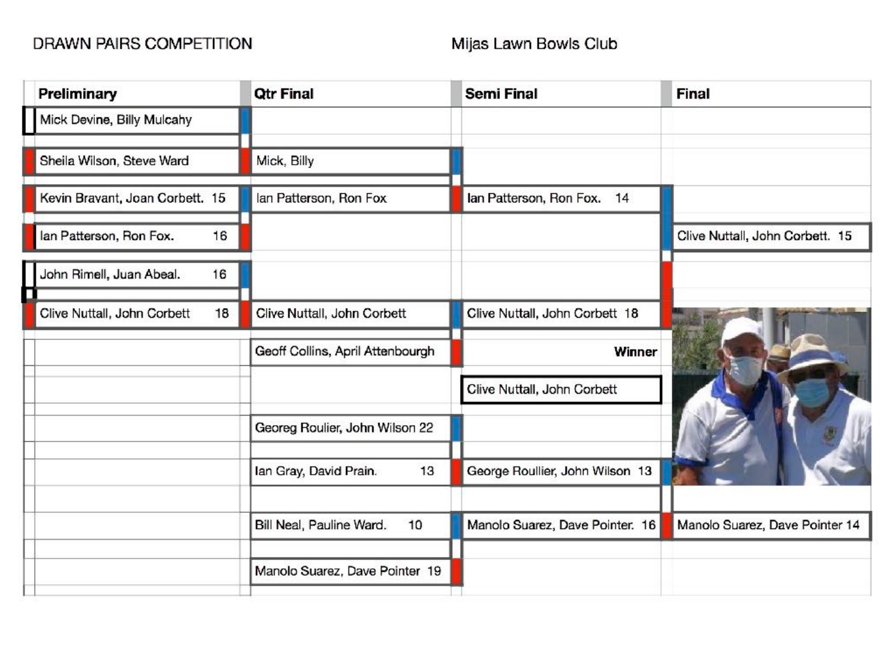DRAWN PAIRS COMPETITION

Mijas Lawn Bowls Club

| Preliminary | Qtr Final | Semi Final | Final |
| --- | --- | --- | --- |
| Mick Devine, Billy Mulcahy | | | |
| Sheila Wilson, Steve Ward | Mick, Billy | | |
| Kevin Bravant, Joan Corbett. 15 | Ian Patterson, Ron Fox | Ian Patterson, Ron Fox. 14 | |
| Ian Patterson, Ron Fox. 16 | | | Clive Nuttall, John Corbett. 15 |
| John Rimell, Juan Abeal. 16 | | | |
| Clive Nuttall, John Corbett 18 | Clive Nuttall, John Corbett | Clive Nuttall, John Corbett 18 | |
| | Geoff Collins, April Attenbourgh | Winner | |
| | | Clive Nuttall, John Corbett | |
| | Georeg Roulier, John Wilson 22 | | |
| | Ian Gray, David Prain. 13 | George Roullier, John Wilson 13 | |
| | Bill Neal, Pauline Ward. 10 | Manolo Suarez, Dave Pointer. 16 | Manolo Suarez, Dave Pointer 14 |
| | Manolo Suarez, Dave Pointer 19 | | |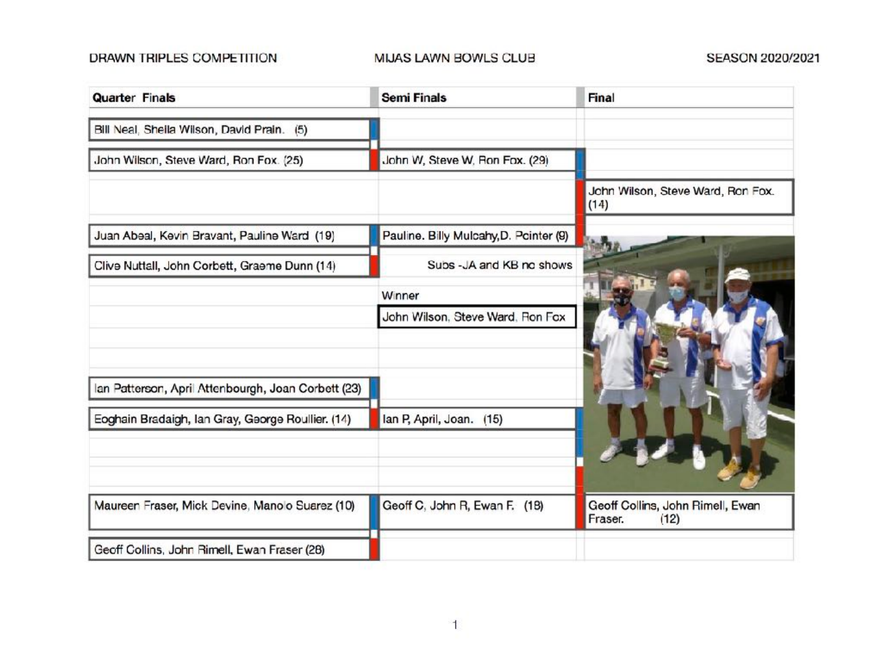DRAWN TRIPLES COMPETITION — MIJAS LAWN BOWLS CLUB — SEASON 2020/2021

| Quarter Finals | Semi Finals | Final |
|---|---|---|
| Bill Neal, Sheila Wilson, David Prain. (5) | | |
| John Wilson, Steve Ward, Ron Fox. (25) | John W, Steve W, Ron Fox. (29) | |
| | | John Wilson, Steve Ward, Ron Fox. (14) |
| Juan Abeal, Kevin Bravant, Pauline Ward (19) | Pauline. Billy Mulcahy,D. Pointer (9) | |
| Clive Nuttall, John Corbett, Graeme Dunn (14) | Subs -JA and KB no shows | |
| | Winner | |
| | John Wilson, Steve Ward, Ron Fox | |
| Ian Patterson, April Attenbourgh, Joan Corbett (23) | | |
| Eoghain Bradaigh, Ian Gray, George Roullier. (14) | Ian P, April, Joan. (15) | |
| Maureen Fraser, Mick Devine, Manolo Suarez (10) | Geoff C, John R, Ewan F. (18) | Geoff Collins, John Rimell, Ewan Fraser. (12) |
| Geoff Collins, John Rimell, Ewan Fraser (28) | | |